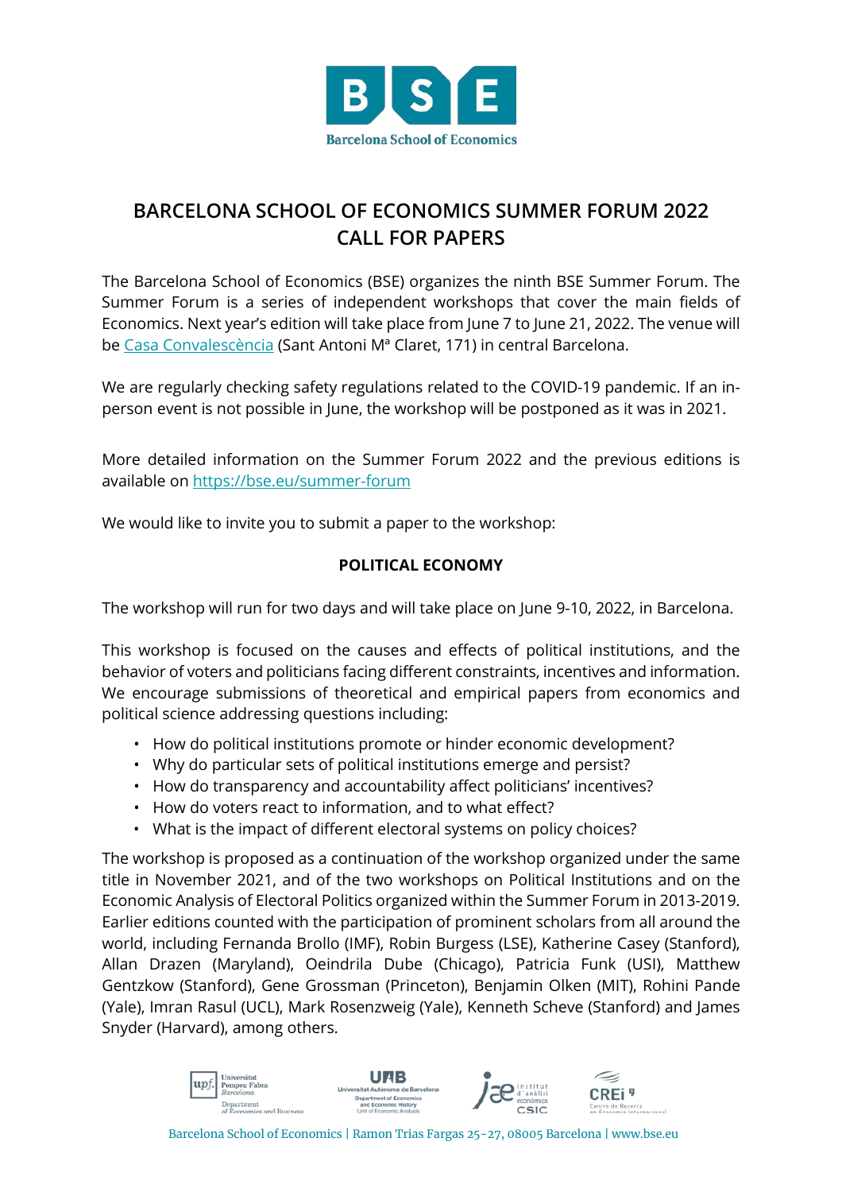# BARCELONA SCHOOL OF ECONOMICS SUMMER FORUM 2022
# CALL FOR PAPERS

The Barcelona School of Economics (BSE) organizes the ninth BSE Summer Forum. The Summer Forum is a series of independent workshops that cover the main fields of Economics. Next year's edition will take place from June 7 to June 21, 2022. The venue will be Casa Convalescència (Sant Antoni Mª Claret, 171) in central Barcelona.

We are regularly checking safety regulations related to the COVID-19 pandemic. If an in-person event is not possible in June, the workshop will be postponed as it was in 2021.

More detailed information on the Summer Forum 2022 and the previous editions is available on https://bse.eu/summer-forum

We would like to invite you to submit a paper to the workshop:

**POLITICAL ECONOMY**

The workshop will run for two days and will take place on June 9-10, 2022, in Barcelona.

This workshop is focused on the causes and effects of political institutions, and the behavior of voters and politicians facing different constraints, incentives and information. We encourage submissions of theoretical and empirical papers from economics and political science addressing questions including:

- How do political institutions promote or hinder economic development?
- Why do particular sets of political institutions emerge and persist?
- How do transparency and accountability affect politicians' incentives?
- How do voters react to information, and to what effect?
- What is the impact of different electoral systems on policy choices?

The workshop is proposed as a continuation of the workshop organized under the same title in November 2021, and of the two workshops on Political Institutions and on the Economic Analysis of Electoral Politics organized within the Summer Forum in 2013-2019. Earlier editions counted with the participation of prominent scholars from all around the world, including Fernanda Brollo (IMF), Robin Burgess (LSE), Katherine Casey (Stanford), Allan Drazen (Maryland), Oeindrila Dube (Chicago), Patricia Funk (USI), Matthew Gentzkow (Stanford), Gene Grossman (Princeton), Benjamin Olken (MIT), Rohini Pande (Yale), Imran Rasul (UCL), Mark Rosenzweig (Yale), Kenneth Scheve (Stanford) and James Snyder (Harvard), among others.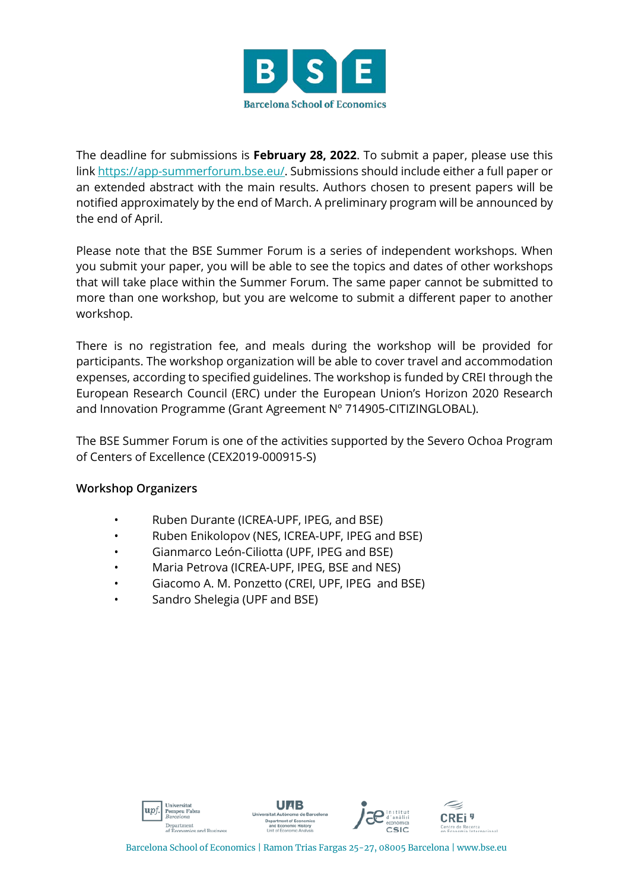The deadline for submissions is **February 28, 2022**. To submit a paper, please use this link https://app-summerforum.bse.eu/. Submissions should include either a full paper or an extended abstract with the main results. Authors chosen to present papers will be notified approximately by the end of March. A preliminary program will be announced by the end of April.

Please note that the BSE Summer Forum is a series of independent workshops. When you submit your paper, you will be able to see the topics and dates of other workshops that will take place within the Summer Forum. The same paper cannot be submitted to more than one workshop, but you are welcome to submit a different paper to another workshop.

There is no registration fee, and meals during the workshop will be provided for participants. The workshop organization will be able to cover travel and accommodation expenses, according to specified guidelines. The workshop is funded by CREI through the European Research Council (ERC) under the European Union's Horizon 2020 Research and Innovation Programme (Grant Agreement Nº 714905-CITIZINGLOBAL).

The BSE Summer Forum is one of the activities supported by the Severo Ochoa Program of Centers of Excellence (CEX2019-000915-S)

**Workshop Organizers**

- Ruben Durante (ICREA-UPF, IPEG, and BSE)
- Ruben Enikolopov (NES, ICREA-UPF, IPEG and BSE)
- Gianmarco León-Ciliotta (UPF, IPEG and BSE)
- Maria Petrova (ICREA-UPF, IPEG, BSE and NES)
- Giacomo A. M. Ponzetto (CREI, UPF, IPEG and BSE)
- Sandro Shelegia (UPF and BSE)